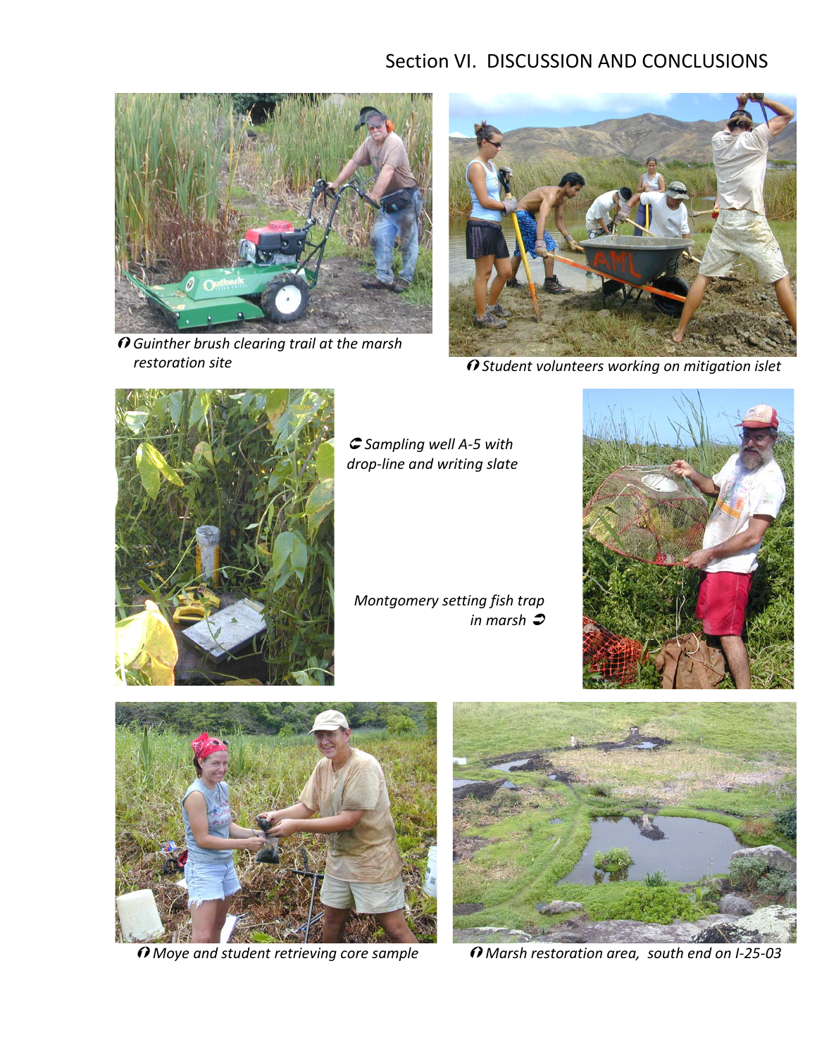# Section VI. DISCUSSION AND CONCLUSIONS

*Guinther brush clearing trail at the marsh restoration site*

*Student volunteers working on mitigation islet*

*Sampling well A-5 with drop-line and writing slate*

*Montgomery setting fish trap in marsh*

*Moye and student retrieving core sample*

*Marsh restoration area, south end on I-25-03*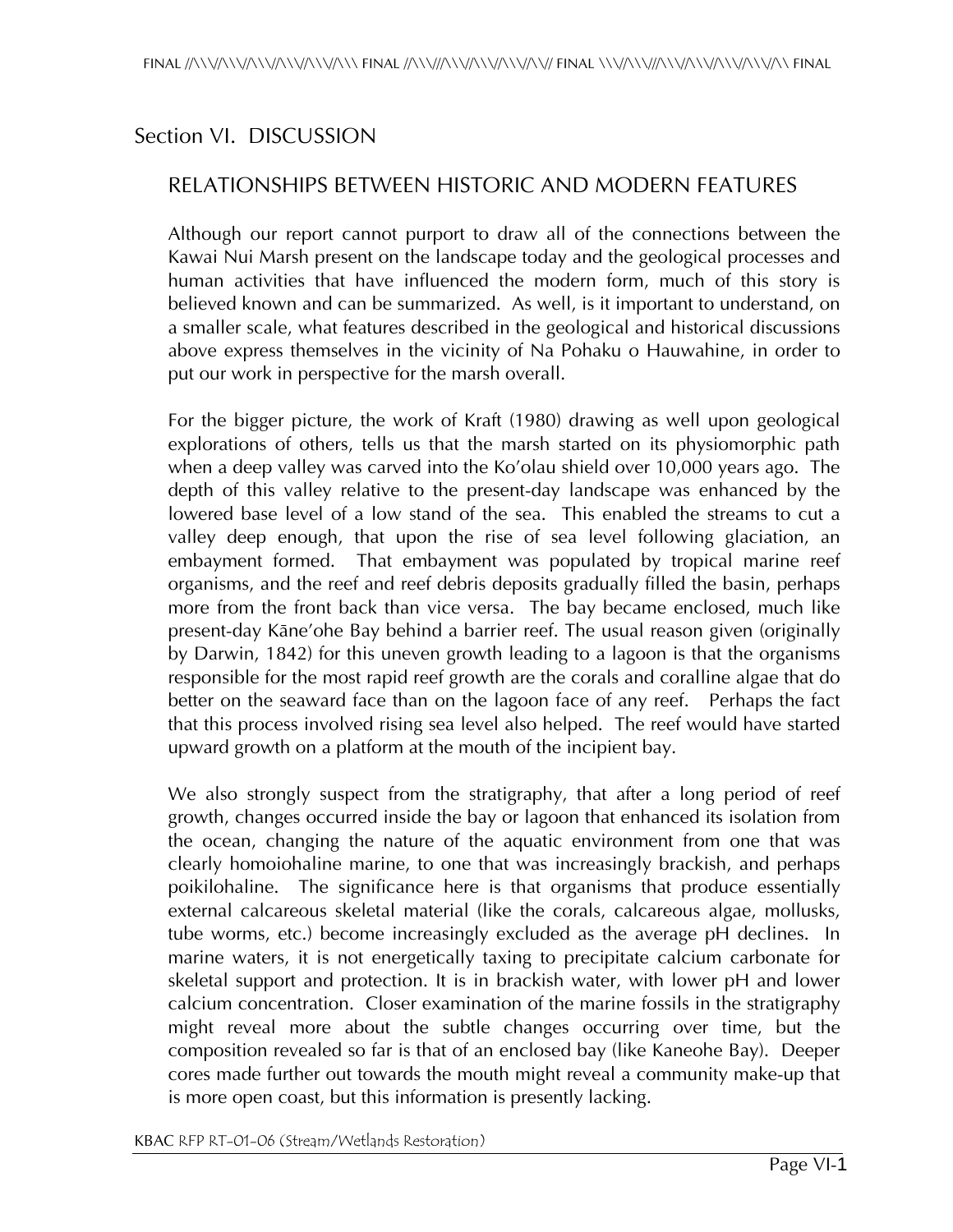# Section VI. DISCUSSION

## RELATIONSHIPS BETWEEN HISTORIC AND MODERN FEATURES

Although our report cannot purport to draw all of the connections between the Kawai Nui Marsh present on the landscape today and the geological processes and human activities that have influenced the modern form, much of this story is believed known and can be summarized. As well, is it important to understand, on a smaller scale, what features described in the geological and historical discussions above express themselves in the vicinity of Na Pohaku o Hauwahine, in order to put our work in perspective for the marsh overall.

For the bigger picture, the work of Kraft (1980) drawing as well upon geological explorations of others, tells us that the marsh started on its physiomorphic path when a deep valley was carved into the Ko'olau shield over 10,000 years ago. The depth of this valley relative to the present-day landscape was enhanced by the lowered base level of a low stand of the sea. This enabled the streams to cut a valley deep enough, that upon the rise of sea level following glaciation, an embayment formed. That embayment was populated by tropical marine reef organisms, and the reef and reef debris deposits gradually filled the basin, perhaps more from the front back than vice versa. The bay became enclosed, much like present-day Kāne'ohe Bay behind a barrier reef. The usual reason given (originally by Darwin, 1842) for this uneven growth leading to a lagoon is that the organisms responsible for the most rapid reef growth are the corals and coralline algae that do better on the seaward face than on the lagoon face of any reef. Perhaps the fact that this process involved rising sea level also helped. The reef would have started upward growth on a platform at the mouth of the incipient bay.

We also strongly suspect from the stratigraphy, that after a long period of reef growth, changes occurred inside the bay or lagoon that enhanced its isolation from the ocean, changing the nature of the aquatic environment from one that was clearly homoiohaline marine, to one that was increasingly brackish, and perhaps poikilohaline. The significance here is that organisms that produce essentially external calcareous skeletal material (like the corals, calcareous algae, mollusks, tube worms, etc.) become increasingly excluded as the average pH declines. In marine waters, it is not energetically taxing to precipitate calcium carbonate for skeletal support and protection. It is in brackish water, with lower pH and lower calcium concentration. Closer examination of the marine fossils in the stratigraphy might reveal more about the subtle changes occurring over time, but the composition revealed so far is that of an enclosed bay (like Kaneohe Bay). Deeper cores made further out towards the mouth might reveal a community make-up that is more open coast, but this information is presently lacking.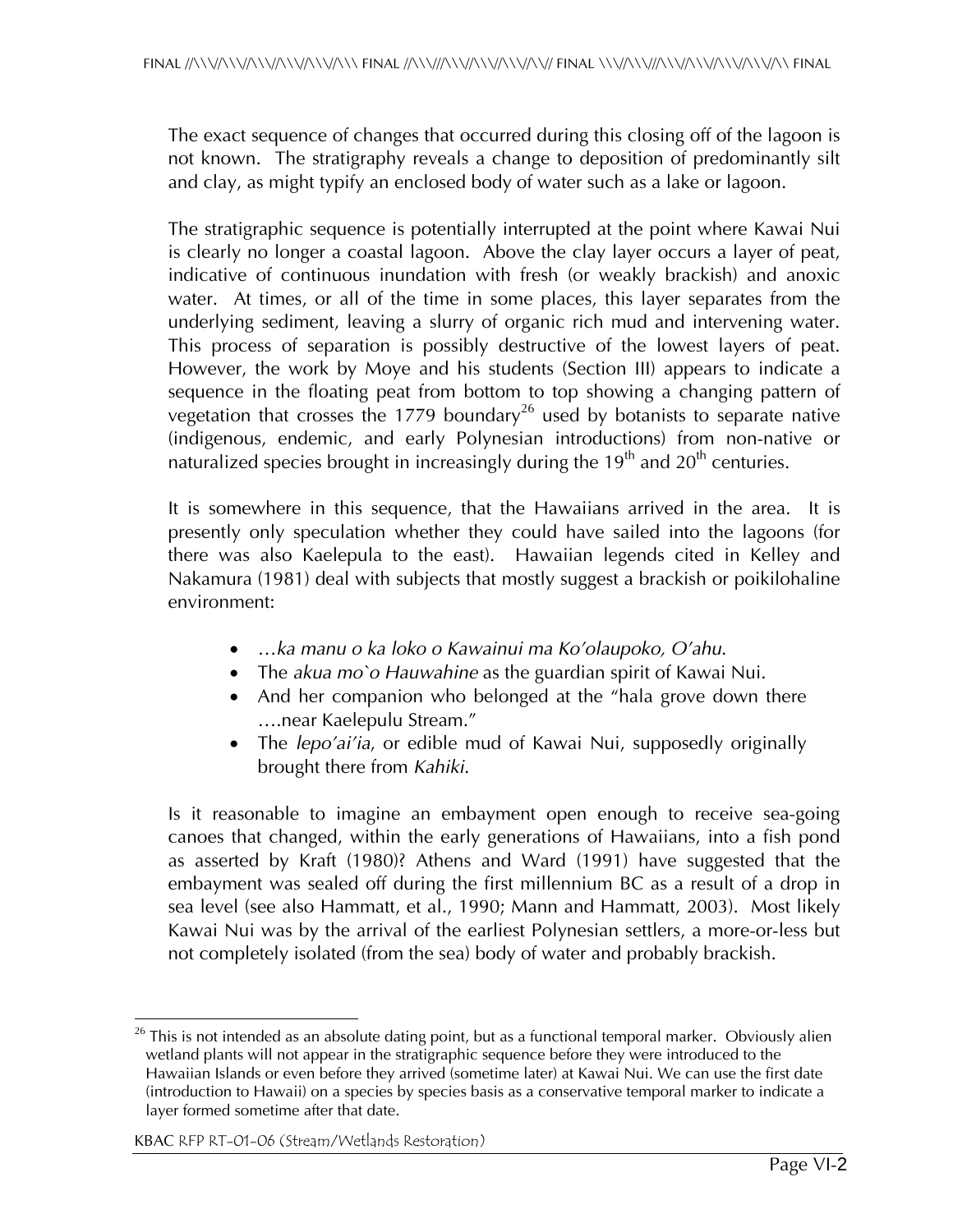The exact sequence of changes that occurred during this closing off of the lagoon is not known. The stratigraphy reveals a change to deposition of predominantly silt and clay, as might typify an enclosed body of water such as a lake or lagoon.

The stratigraphic sequence is potentially interrupted at the point where Kawai Nui is clearly no longer a coastal lagoon. Above the clay layer occurs a layer of peat, indicative of continuous inundation with fresh (or weakly brackish) and anoxic water. At times, or all of the time in some places, this layer separates from the underlying sediment, leaving a slurry of organic rich mud and intervening water. This process of separation is possibly destructive of the lowest layers of peat. However, the work by Moye and his students (Section III) appears to indicate a sequence in the floating peat from bottom to top showing a changing pattern of vegetation that crosses the 1779 boundary[26] used by botanists to separate native (indigenous, endemic, and early Polynesian introductions) from non-native or naturalized species brought in increasingly during the 19th and 20th centuries.

It is somewhere in this sequence, that the Hawaiians arrived in the area. It is presently only speculation whether they could have sailed into the lagoons (for there was also Kaelepula to the east). Hawaiian legends cited in Kelley and Nakamura (1981) deal with subjects that mostly suggest a brackish or poikilohaline environment:

- *…ka manu o ka loko o Kawainui ma Ko'olaupoko, O'ahu.*
- The *akua mo`o Hauwahine* as the guardian spirit of Kawai Nui.
- And her companion who belonged at the "hala grove down there ….near Kaelepulu Stream."
- The *lepo'ai'ia*, or edible mud of Kawai Nui, supposedly originally brought there from *Kahiki*.

Is it reasonable to imagine an embayment open enough to receive sea-going canoes that changed, within the early generations of Hawaiians, into a fish pond as asserted by Kraft (1980)? Athens and Ward (1991) have suggested that the embayment was sealed off during the first millennium BC as a result of a drop in sea level (see also Hammatt, et al., 1990; Mann and Hammatt, 2003). Most likely Kawai Nui was by the arrival of the earliest Polynesian settlers, a more-or-less but not completely isolated (from the sea) body of water and probably brackish.

[26] This is not intended as an absolute dating point, but as a functional temporal marker. Obviously alien wetland plants will not appear in the stratigraphic sequence before they were introduced to the Hawaiian Islands or even before they arrived (sometime later) at Kawai Nui. We can use the first date (introduction to Hawaii) on a species by species basis as a conservative temporal marker to indicate a layer formed sometime after that date.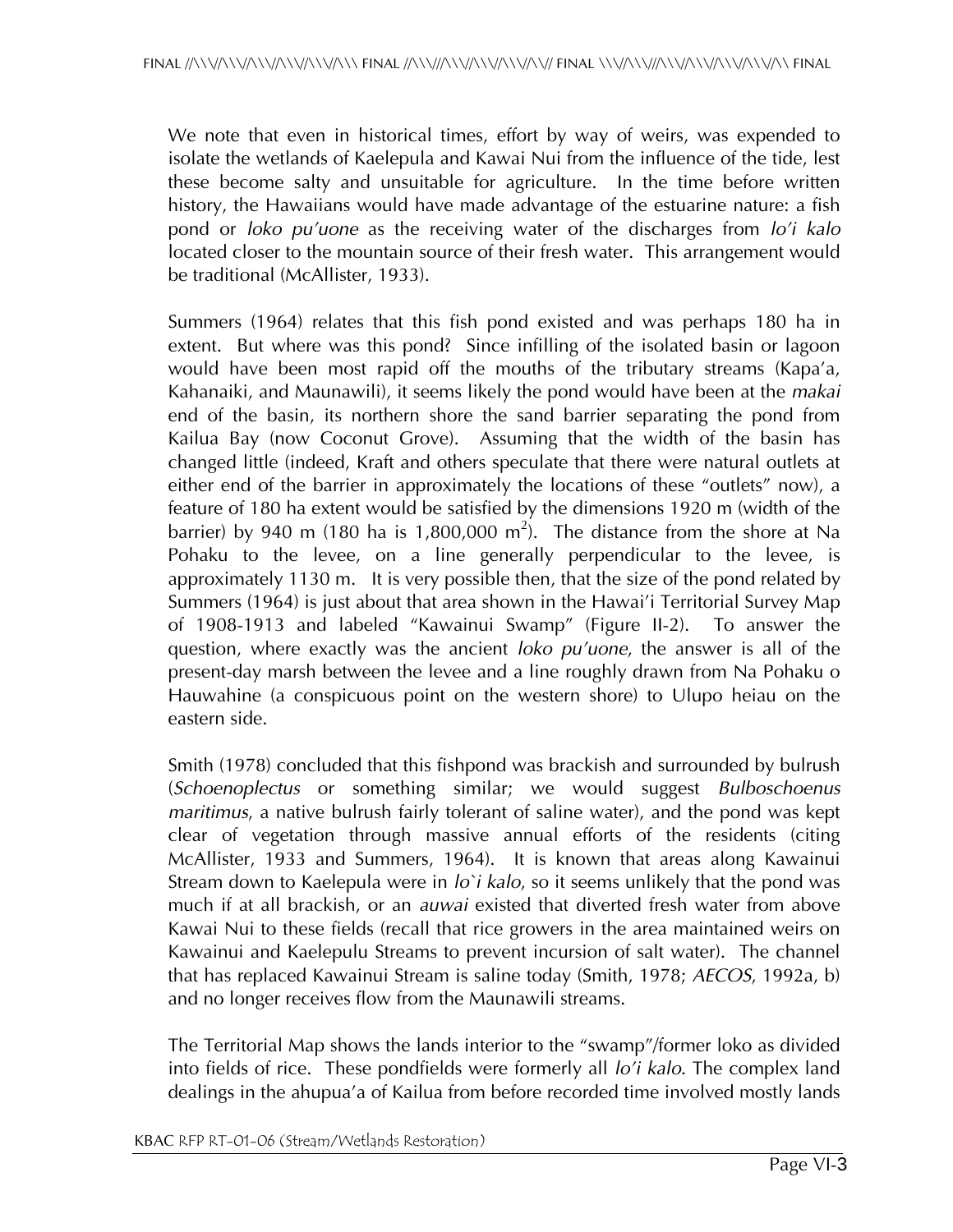We note that even in historical times, effort by way of weirs, was expended to isolate the wetlands of Kaelepula and Kawai Nui from the influence of the tide, lest these become salty and unsuitable for agriculture. In the time before written history, the Hawaiians would have made advantage of the estuarine nature: a fish pond or *loko pu'uone* as the receiving water of the discharges from *lo'i kalo* located closer to the mountain source of their fresh water. This arrangement would be traditional (McAllister, 1933).

Summers (1964) relates that this fish pond existed and was perhaps 180 ha in extent. But where was this pond? Since infilling of the isolated basin or lagoon would have been most rapid off the mouths of the tributary streams (Kapa'a, Kahanaiki, and Maunawili), it seems likely the pond would have been at the *makai* end of the basin, its northern shore the sand barrier separating the pond from Kailua Bay (now Coconut Grove). Assuming that the width of the basin has changed little (indeed, Kraft and others speculate that there were natural outlets at either end of the barrier in approximately the locations of these "outlets" now), a feature of 180 ha extent would be satisfied by the dimensions 1920 m (width of the barrier) by 940 m (180 ha is 1,800,000 $m^2$). The distance from the shore at Na Pohaku to the levee, on a line generally perpendicular to the levee, is approximately 1130 m. It is very possible then, that the size of the pond related by Summers (1964) is just about that area shown in the Hawai'i Territorial Survey Map of 1908-1913 and labeled "Kawainui Swamp" (Figure II-2). To answer the question, where exactly was the ancient *loko pu'uone*, the answer is all of the present-day marsh between the levee and a line roughly drawn from Na Pohaku o Hauwahine (a conspicuous point on the western shore) to Ulupo heiau on the eastern side.

Smith (1978) concluded that this fishpond was brackish and surrounded by bulrush (*Schoenoplectus* or something similar; we would suggest *Bulboschoenus maritimus*, a native bulrush fairly tolerant of saline water), and the pond was kept clear of vegetation through massive annual efforts of the residents (citing McAllister, 1933 and Summers, 1964). It is known that areas along Kawainui Stream down to Kaelepula were in *lo`i kalo*, so it seems unlikely that the pond was much if at all brackish, or an *auwai* existed that diverted fresh water from above Kawai Nui to these fields (recall that rice growers in the area maintained weirs on Kawainui and Kaelepulu Streams to prevent incursion of salt water). The channel that has replaced Kawainui Stream is saline today (Smith, 1978; *AECOS*, 1992a, b) and no longer receives flow from the Maunawili streams.

The Territorial Map shows the lands interior to the "swamp"/former loko as divided into fields of rice. These pondfields were formerly all *lo'i kalo*. The complex land dealings in the ahupua'a of Kailua from before recorded time involved mostly lands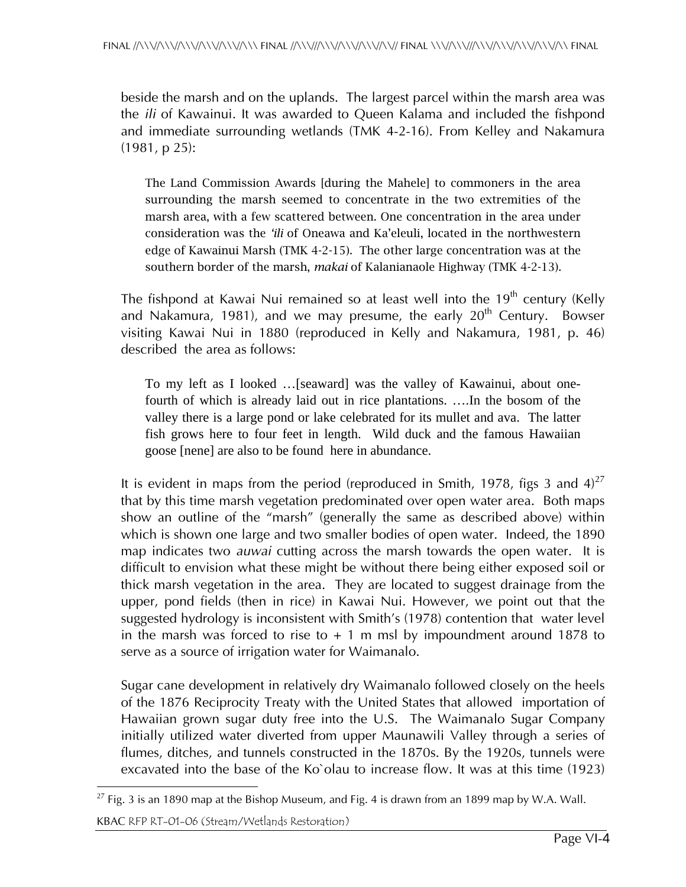beside the marsh and on the uplands. The largest parcel within the marsh area was the *ili* of Kawainui. It was awarded to Queen Kalama and included the fishpond and immediate surrounding wetlands (TMK 4-2-16). From Kelley and Nakamura (1981, p 25):

> The Land Commission Awards [during the Mahele] to commoners in the area surrounding the marsh seemed to concentrate in the two extremities of the marsh area, with a few scattered between. One concentration in the area under consideration was the *'ili* of Oneawa and Ka'eleuli, located in the northwestern edge of Kawainui Marsh (TMK 4-2-15). The other large concentration was at the southern border of the marsh, *makai* of Kalanianaole Highway (TMK 4-2-13).

The fishpond at Kawai Nui remained so at least well into the 19th century (Kelly and Nakamura, 1981), and we may presume, the early 20th Century. Bowser visiting Kawai Nui in 1880 (reproduced in Kelly and Nakamura, 1981, p. 46) described the area as follows:

> To my left as I looked …[seaward] was the valley of Kawainui, about one-fourth of which is already laid out in rice plantations. ….In the bosom of the valley there is a large pond or lake celebrated for its mullet and ava. The latter fish grows here to four feet in length. Wild duck and the famous Hawaiian goose [nene] are also to be found here in abundance.

It is evident in maps from the period (reproduced in Smith, 1978, figs 3 and 4)[27] that by this time marsh vegetation predominated over open water area. Both maps show an outline of the "marsh" (generally the same as described above) within which is shown one large and two smaller bodies of open water. Indeed, the 1890 map indicates two *auwai* cutting across the marsh towards the open water. It is difficult to envision what these might be without there being either exposed soil or thick marsh vegetation in the area. They are located to suggest drainage from the upper, pond fields (then in rice) in Kawai Nui. However, we point out that the suggested hydrology is inconsistent with Smith's (1978) contention that water level in the marsh was forced to rise to + 1 m msl by impoundment around 1878 to serve as a source of irrigation water for Waimanalo.

Sugar cane development in relatively dry Waimanalo followed closely on the heels of the 1876 Reciprocity Treaty with the United States that allowed importation of Hawaiian grown sugar duty free into the U.S. The Waimanalo Sugar Company initially utilized water diverted from upper Maunawili Valley through a series of flumes, ditches, and tunnels constructed in the 1870s. By the 1920s, tunnels were excavated into the base of the Ko`olau to increase flow. It was at this time (1923)

[27] Fig. 3 is an 1890 map at the Bishop Museum, and Fig. 4 is drawn from an 1899 map by W.A. Wall.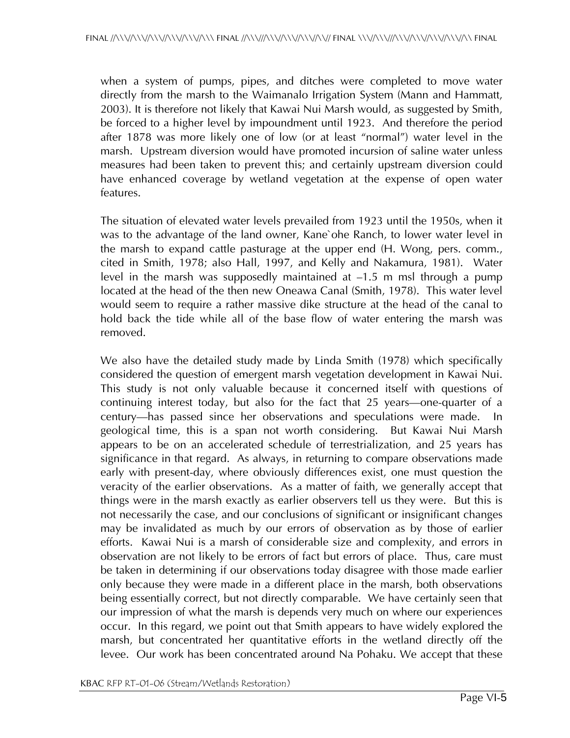when a system of pumps, pipes, and ditches were completed to move water directly from the marsh to the Waimanalo Irrigation System (Mann and Hammatt, 2003). It is therefore not likely that Kawai Nui Marsh would, as suggested by Smith, be forced to a higher level by impoundment until 1923. And therefore the period after 1878 was more likely one of low (or at least "normal") water level in the marsh. Upstream diversion would have promoted incursion of saline water unless measures had been taken to prevent this; and certainly upstream diversion could have enhanced coverage by wetland vegetation at the expense of open water features.

The situation of elevated water levels prevailed from 1923 until the 1950s, when it was to the advantage of the land owner, Kane`ohe Ranch, to lower water level in the marsh to expand cattle pasturage at the upper end (H. Wong, pers. comm., cited in Smith, 1978; also Hall, 1997, and Kelly and Nakamura, 1981). Water level in the marsh was supposedly maintained at –1.5 m msl through a pump located at the head of the then new Oneawa Canal (Smith, 1978). This water level would seem to require a rather massive dike structure at the head of the canal to hold back the tide while all of the base flow of water entering the marsh was removed.

We also have the detailed study made by Linda Smith (1978) which specifically considered the question of emergent marsh vegetation development in Kawai Nui. This study is not only valuable because it concerned itself with questions of continuing interest today, but also for the fact that 25 years—one-quarter of a century—has passed since her observations and speculations were made. In geological time, this is a span not worth considering. But Kawai Nui Marsh appears to be on an accelerated schedule of terrestrialization, and 25 years has significance in that regard. As always, in returning to compare observations made early with present-day, where obviously differences exist, one must question the veracity of the earlier observations. As a matter of faith, we generally accept that things were in the marsh exactly as earlier observers tell us they were. But this is not necessarily the case, and our conclusions of significant or insignificant changes may be invalidated as much by our errors of observation as by those of earlier efforts. Kawai Nui is a marsh of considerable size and complexity, and errors in observation are not likely to be errors of fact but errors of place. Thus, care must be taken in determining if our observations today disagree with those made earlier only because they were made in a different place in the marsh, both observations being essentially correct, but not directly comparable. We have certainly seen that our impression of what the marsh is depends very much on where our experiences occur. In this regard, we point out that Smith appears to have widely explored the marsh, but concentrated her quantitative efforts in the wetland directly off the levee. Our work has been concentrated around Na Pohaku. We accept that these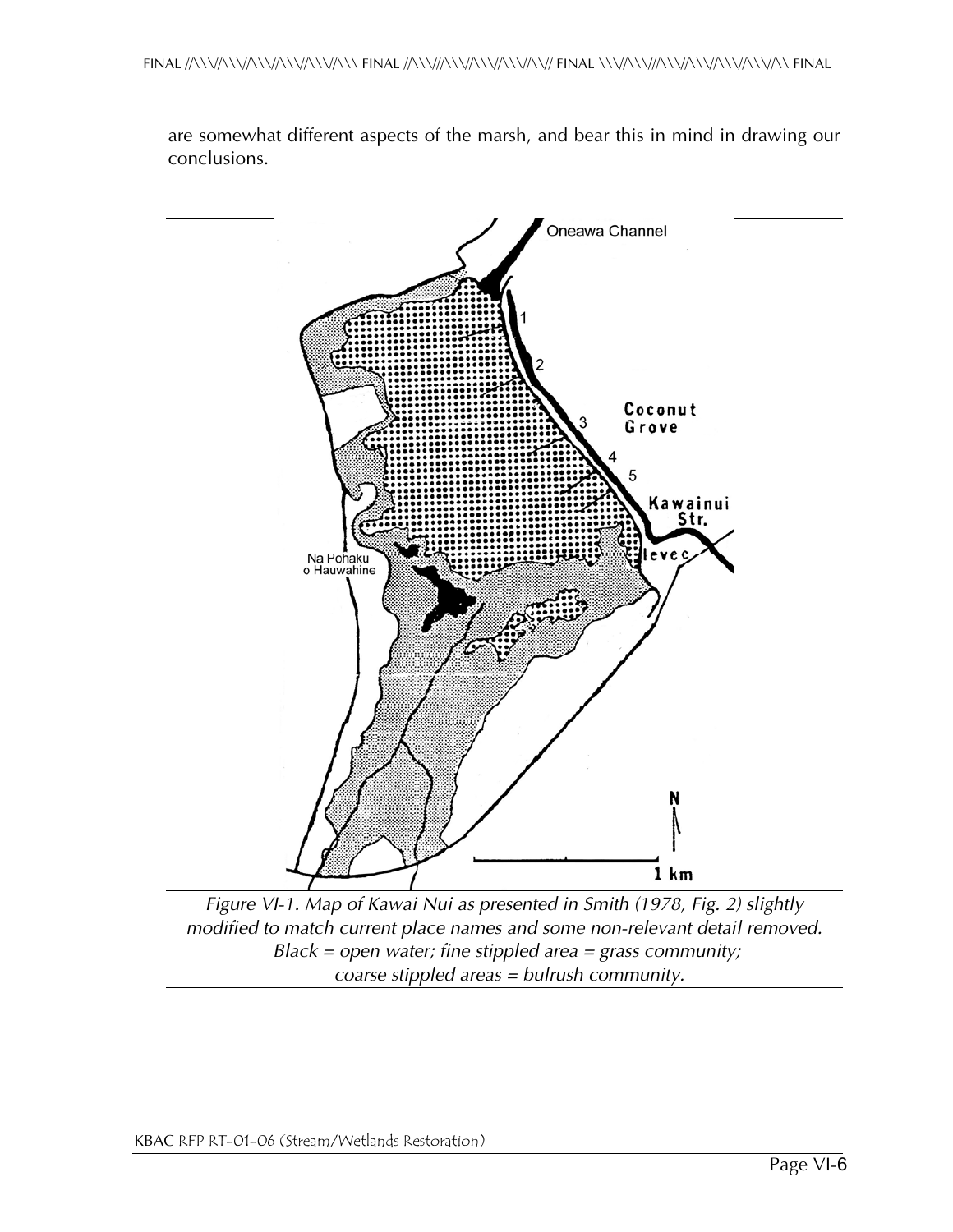are somewhat different aspects of the marsh, and bear this in mind in drawing our conclusions.

*Figure VI-1. Map of Kawai Nui as presented in Smith (1978, Fig. 2) slightly modified to match current place names and some non-relevant detail removed. Black = open water; fine stippled area = grass community; coarse stippled areas = bulrush community.*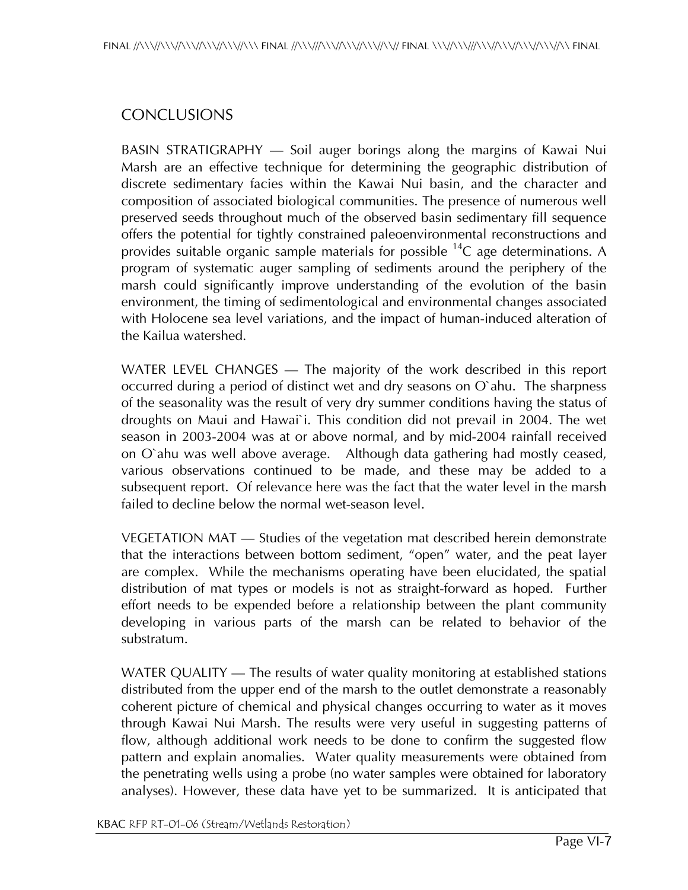## CONCLUSIONS

BASIN STRATIGRAPHY — Soil auger borings along the margins of Kawai Nui Marsh are an effective technique for determining the geographic distribution of discrete sedimentary facies within the Kawai Nui basin, and the character and composition of associated biological communities. The presence of numerous well preserved seeds throughout much of the observed basin sedimentary fill sequence offers the potential for tightly constrained paleoenvironmental reconstructions and provides suitable organic sample materials for possible $^{14}C$ age determinations. A program of systematic auger sampling of sediments around the periphery of the marsh could significantly improve understanding of the evolution of the basin environment, the timing of sedimentological and environmental changes associated with Holocene sea level variations, and the impact of human-induced alteration of the Kailua watershed.

WATER LEVEL CHANGES — The majority of the work described in this report occurred during a period of distinct wet and dry seasons on O`ahu. The sharpness of the seasonality was the result of very dry summer conditions having the status of droughts on Maui and Hawai`i. This condition did not prevail in 2004. The wet season in 2003-2004 was at or above normal, and by mid-2004 rainfall received on O`ahu was well above average. Although data gathering had mostly ceased, various observations continued to be made, and these may be added to a subsequent report. Of relevance here was the fact that the water level in the marsh failed to decline below the normal wet-season level.

VEGETATION MAT — Studies of the vegetation mat described herein demonstrate that the interactions between bottom sediment, "open" water, and the peat layer are complex. While the mechanisms operating have been elucidated, the spatial distribution of mat types or models is not as straight-forward as hoped. Further effort needs to be expended before a relationship between the plant community developing in various parts of the marsh can be related to behavior of the substratum.

WATER QUALITY — The results of water quality monitoring at established stations distributed from the upper end of the marsh to the outlet demonstrate a reasonably coherent picture of chemical and physical changes occurring to water as it moves through Kawai Nui Marsh. The results were very useful in suggesting patterns of flow, although additional work needs to be done to confirm the suggested flow pattern and explain anomalies. Water quality measurements were obtained from the penetrating wells using a probe (no water samples were obtained for laboratory analyses). However, these data have yet to be summarized. It is anticipated that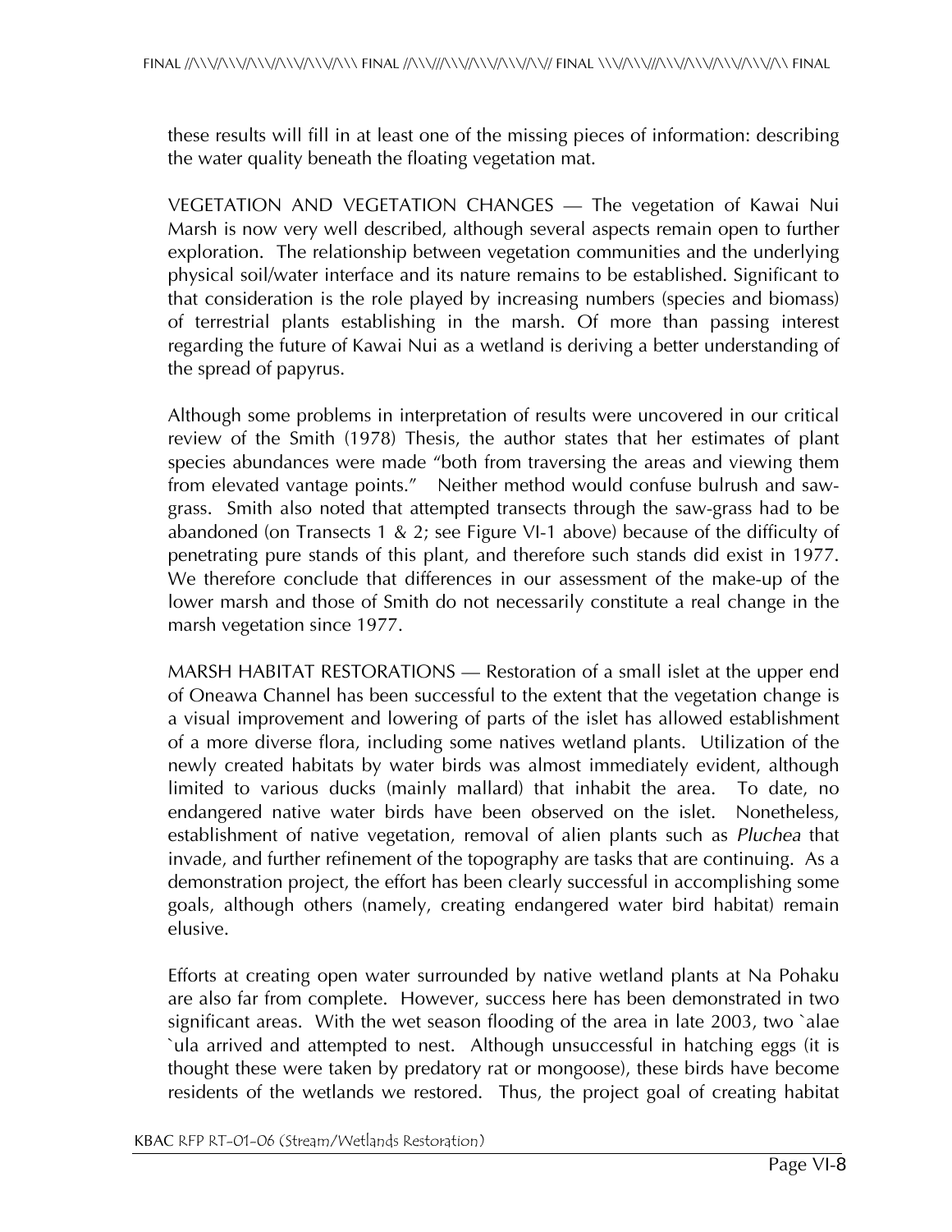these results will fill in at least one of the missing pieces of information: describing the water quality beneath the floating vegetation mat.

VEGETATION AND VEGETATION CHANGES — The vegetation of Kawai Nui Marsh is now very well described, although several aspects remain open to further exploration. The relationship between vegetation communities and the underlying physical soil/water interface and its nature remains to be established. Significant to that consideration is the role played by increasing numbers (species and biomass) of terrestrial plants establishing in the marsh. Of more than passing interest regarding the future of Kawai Nui as a wetland is deriving a better understanding of the spread of papyrus.

Although some problems in interpretation of results were uncovered in our critical review of the Smith (1978) Thesis, the author states that her estimates of plant species abundances were made "both from traversing the areas and viewing them from elevated vantage points." Neither method would confuse bulrush and saw-grass. Smith also noted that attempted transects through the saw-grass had to be abandoned (on Transects 1 & 2; see Figure VI-1 above) because of the difficulty of penetrating pure stands of this plant, and therefore such stands did exist in 1977. We therefore conclude that differences in our assessment of the make-up of the lower marsh and those of Smith do not necessarily constitute a real change in the marsh vegetation since 1977.

MARSH HABITAT RESTORATIONS — Restoration of a small islet at the upper end of Oneawa Channel has been successful to the extent that the vegetation change is a visual improvement and lowering of parts of the islet has allowed establishment of a more diverse flora, including some natives wetland plants. Utilization of the newly created habitats by water birds was almost immediately evident, although limited to various ducks (mainly mallard) that inhabit the area. To date, no endangered native water birds have been observed on the islet. Nonetheless, establishment of native vegetation, removal of alien plants such as *Pluchea* that invade, and further refinement of the topography are tasks that are continuing. As a demonstration project, the effort has been clearly successful in accomplishing some goals, although others (namely, creating endangered water bird habitat) remain elusive.

Efforts at creating open water surrounded by native wetland plants at Na Pohaku are also far from complete. However, success here has been demonstrated in two significant areas. With the wet season flooding of the area in late 2003, two `alae `ula arrived and attempted to nest. Although unsuccessful in hatching eggs (it is thought these were taken by predatory rat or mongoose), these birds have become residents of the wetlands we restored. Thus, the project goal of creating habitat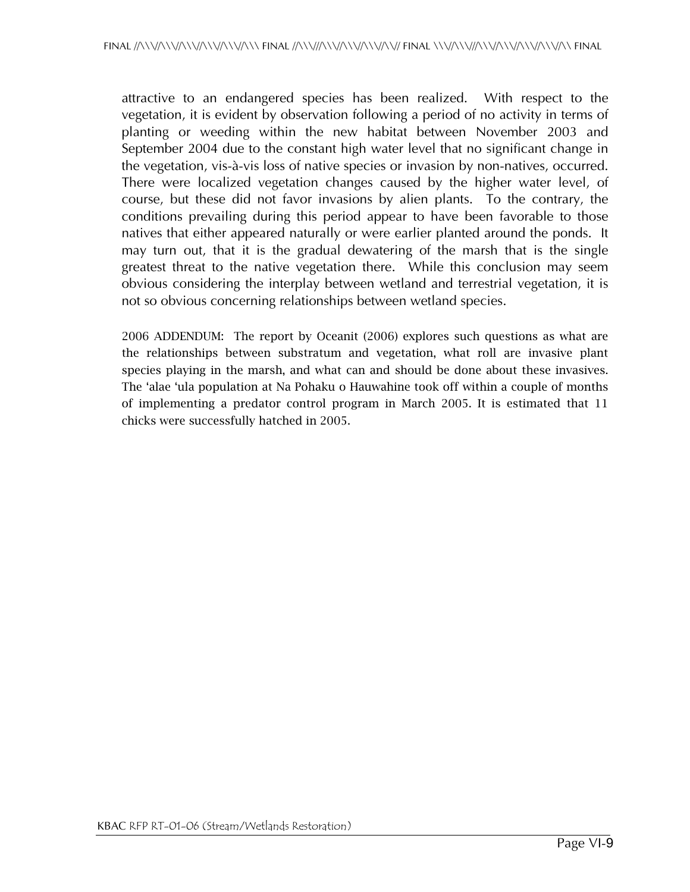attractive to an endangered species has been realized. With respect to the vegetation, it is evident by observation following a period of no activity in terms of planting or weeding within the new habitat between November 2003 and September 2004 due to the constant high water level that no significant change in the vegetation, vis-à-vis loss of native species or invasion by non-natives, occurred. There were localized vegetation changes caused by the higher water level, of course, but these did not favor invasions by alien plants. To the contrary, the conditions prevailing during this period appear to have been favorable to those natives that either appeared naturally or were earlier planted around the ponds. It may turn out, that it is the gradual dewatering of the marsh that is the single greatest threat to the native vegetation there. While this conclusion may seem obvious considering the interplay between wetland and terrestrial vegetation, it is not so obvious concerning relationships between wetland species.

2006 ADDENDUM: The report by Oceanit (2006) explores such questions as what are the relationships between substratum and vegetation, what roll are invasive plant species playing in the marsh, and what can and should be done about these invasives. The ʻalae ʻula population at Na Pohaku o Hauwahine took off within a couple of months of implementing a predator control program in March 2005. It is estimated that 11 chicks were successfully hatched in 2005.